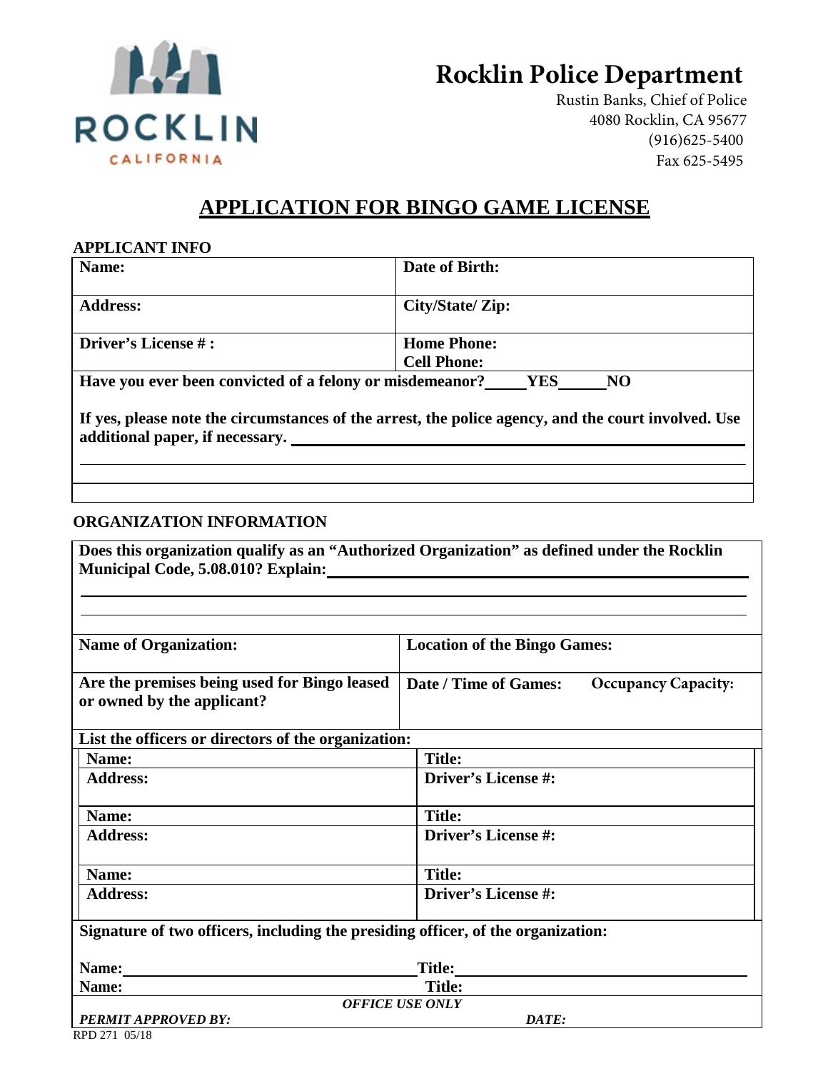ROCKLIN
CALIFORNIA

# Rocklin Police Department

Rustin Banks, Chief of Police
4080 Rocklin, CA 95677
(916)625-5400
Fax 625-5495

## APPLICATION FOR BINGO GAME LICENSE

**APPLICANT INFO**

| | |
|---|---|
| **Name:** | **Date of Birth:** |
| **Address:** | **City/State/ Zip:** |
| **Driver's License # :** | **Home Phone:**<br>**Cell Phone:** |

**Have you ever been convicted of a felony or misdemeanor?\_\_\_\_\_YES\_\_\_\_\_\_NO**

**If yes, please note the circumstances of the arrest, the police agency, and the court involved. Use additional paper, if necessary.** \_\_\_\_\_\_\_\_\_\_\_\_\_\_\_\_\_\_\_\_\_\_\_\_\_\_\_\_\_\_\_\_\_\_

**ORGANIZATION INFORMATION**

**Does this organization qualify as an "Authorized Organization" as defined under the Rocklin Municipal Code, 5.08.010? Explain:**\_\_\_\_\_\_\_\_\_\_\_\_\_\_\_\_\_\_\_\_\_\_\_\_\_\_\_\_\_\_\_\_\_\_

| | |
|---|---|
| **Name of Organization:** | **Location of the Bingo Games:** |
| **Are the premises being used for Bingo leased or owned by the applicant?** | **Date / Time of Games: Occupancy Capacity:** |

**List the officers or directors of the organization:**

| | |
|---|---|
| **Name:** | **Title:** |
| **Address:** | **Driver's License #:** |
| **Name:** | **Title:** |
| **Address:** | **Driver's License #:** |
| **Name:** | **Title:** |
| **Address:** | **Driver's License #:** |

**Signature of two officers, including the presiding officer, of the organization:**

**Name:**\_\_\_\_\_\_\_\_\_\_\_\_\_\_\_\_\_\_\_\_\_\_\_\_\_\_\_\_\_\_ **Title:**\_\_\_\_\_\_\_\_\_\_\_\_\_\_\_\_\_\_\_\_\_\_\_\_\_\_\_\_\_\_

**Name:** **Title:**

***OFFICE USE ONLY***

***PERMIT APPROVED BY:*** ***DATE:***

RPD 271 05/18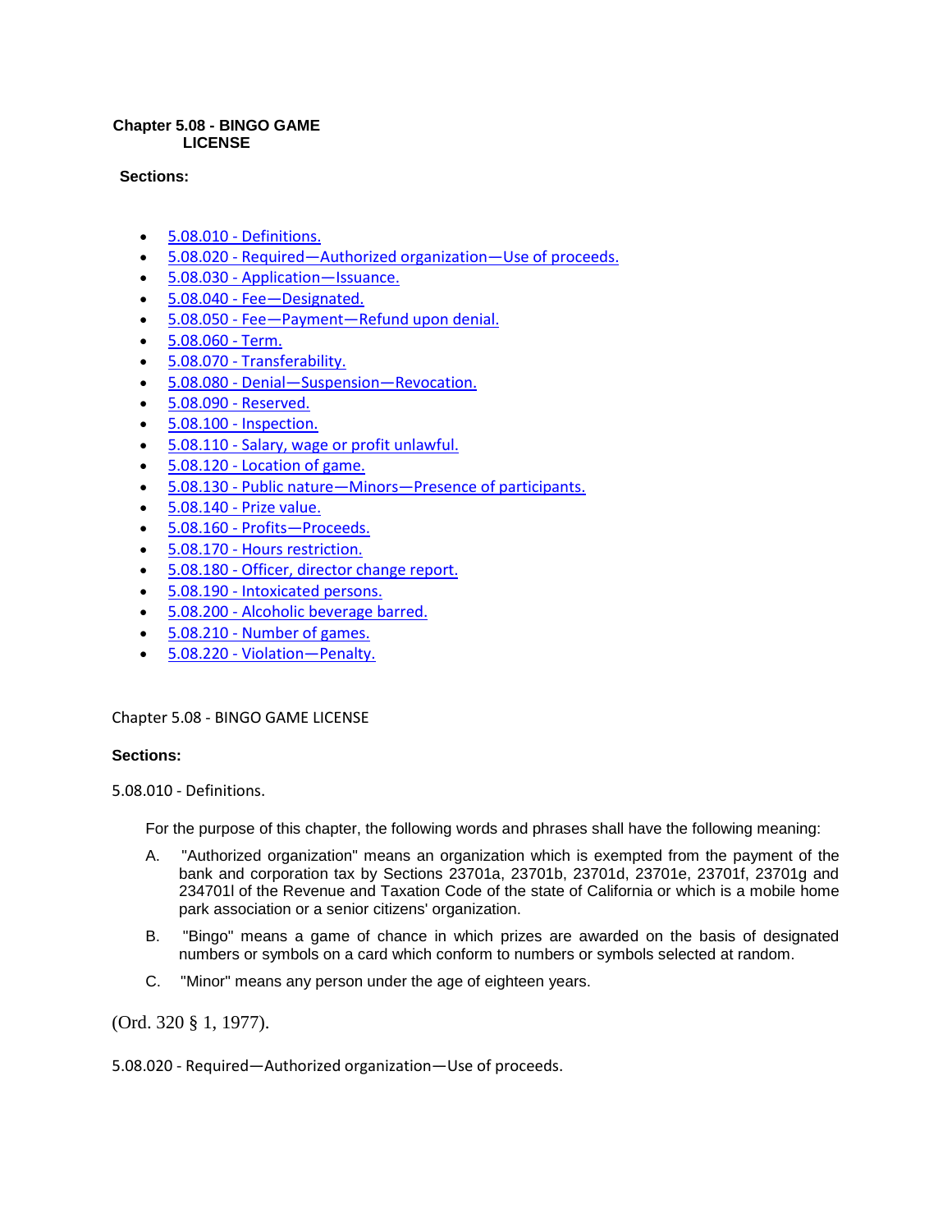**Chapter 5.08 - BINGO GAME LICENSE**

**Sections:**

- 5.08.010 - Definitions.
- 5.08.020 - Required—Authorized organization—Use of proceeds.
- 5.08.030 - Application—Issuance.
- 5.08.040 - Fee—Designated.
- 5.08.050 - Fee—Payment—Refund upon denial.
- 5.08.060 - Term.
- 5.08.070 - Transferability.
- 5.08.080 - Denial—Suspension—Revocation.
- 5.08.090 - Reserved.
- 5.08.100 - Inspection.
- 5.08.110 - Salary, wage or profit unlawful.
- 5.08.120 - Location of game.
- 5.08.130 - Public nature—Minors—Presence of participants.
- 5.08.140 - Prize value.
- 5.08.160 - Profits—Proceeds.
- 5.08.170 - Hours restriction.
- 5.08.180 - Officer, director change report.
- 5.08.190 - Intoxicated persons.
- 5.08.200 - Alcoholic beverage barred.
- 5.08.210 - Number of games.
- 5.08.220 - Violation—Penalty.

Chapter 5.08 - BINGO GAME LICENSE

**Sections:**

5.08.010 - Definitions.

For the purpose of this chapter, the following words and phrases shall have the following meaning:

A. "Authorized organization" means an organization which is exempted from the payment of the bank and corporation tax by Sections 23701a, 23701b, 23701d, 23701e, 23701f, 23701g and 234701l of the Revenue and Taxation Code of the state of California or which is a mobile home park association or a senior citizens' organization.

B. "Bingo" means a game of chance in which prizes are awarded on the basis of designated numbers or symbols on a card which conform to numbers or symbols selected at random.

C. "Minor" means any person under the age of eighteen years.

(Ord. 320 § 1, 1977).

5.08.020 - Required—Authorized organization—Use of proceeds.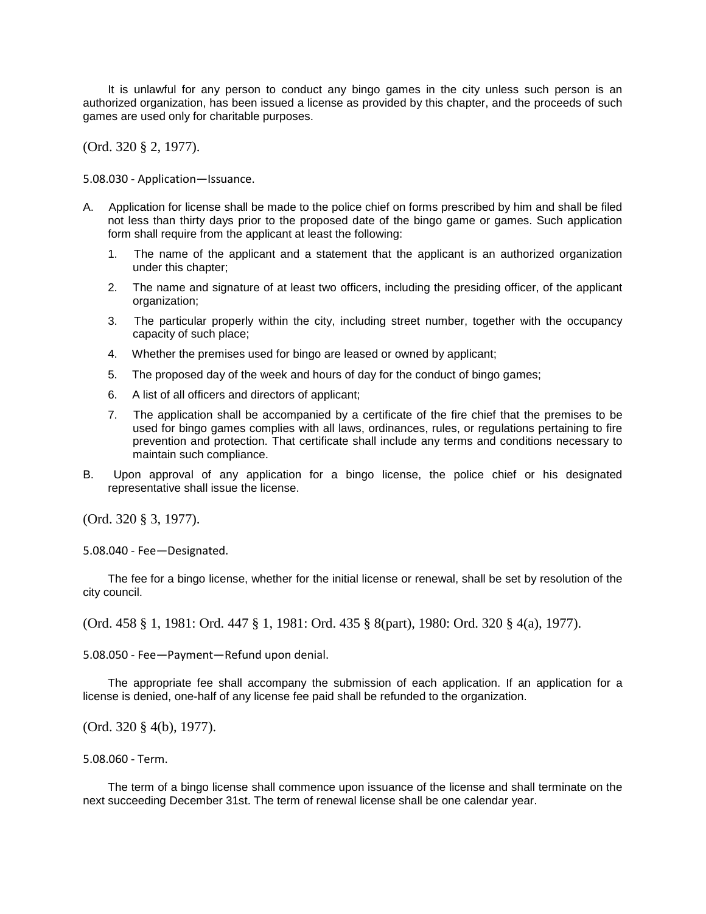It is unlawful for any person to conduct any bingo games in the city unless such person is an authorized organization, has been issued a license as provided by this chapter, and the proceeds of such games are used only for charitable purposes.

(Ord. 320 § 2, 1977).

5.08.030 - Application—Issuance.

A. Application for license shall be made to the police chief on forms prescribed by him and shall be filed not less than thirty days prior to the proposed date of the bingo game or games. Such application form shall require from the applicant at least the following:

   1. The name of the applicant and a statement that the applicant is an authorized organization under this chapter;

   2. The name and signature of at least two officers, including the presiding officer, of the applicant organization;

   3. The particular properly within the city, including street number, together with the occupancy capacity of such place;

   4. Whether the premises used for bingo are leased or owned by applicant;

   5. The proposed day of the week and hours of day for the conduct of bingo games;

   6. A list of all officers and directors of applicant;

   7. The application shall be accompanied by a certificate of the fire chief that the premises to be used for bingo games complies with all laws, ordinances, rules, or regulations pertaining to fire prevention and protection. That certificate shall include any terms and conditions necessary to maintain such compliance.

B. Upon approval of any application for a bingo license, the police chief or his designated representative shall issue the license.

(Ord. 320 § 3, 1977).

5.08.040 - Fee—Designated.

The fee for a bingo license, whether for the initial license or renewal, shall be set by resolution of the city council.

(Ord. 458 § 1, 1981: Ord. 447 § 1, 1981: Ord. 435 § 8(part), 1980: Ord. 320 § 4(a), 1977).

5.08.050 - Fee—Payment—Refund upon denial.

The appropriate fee shall accompany the submission of each application. If an application for a license is denied, one-half of any license fee paid shall be refunded to the organization.

(Ord. 320 § 4(b), 1977).

5.08.060 - Term.

The term of a bingo license shall commence upon issuance of the license and shall terminate on the next succeeding December 31st. The term of renewal license shall be one calendar year.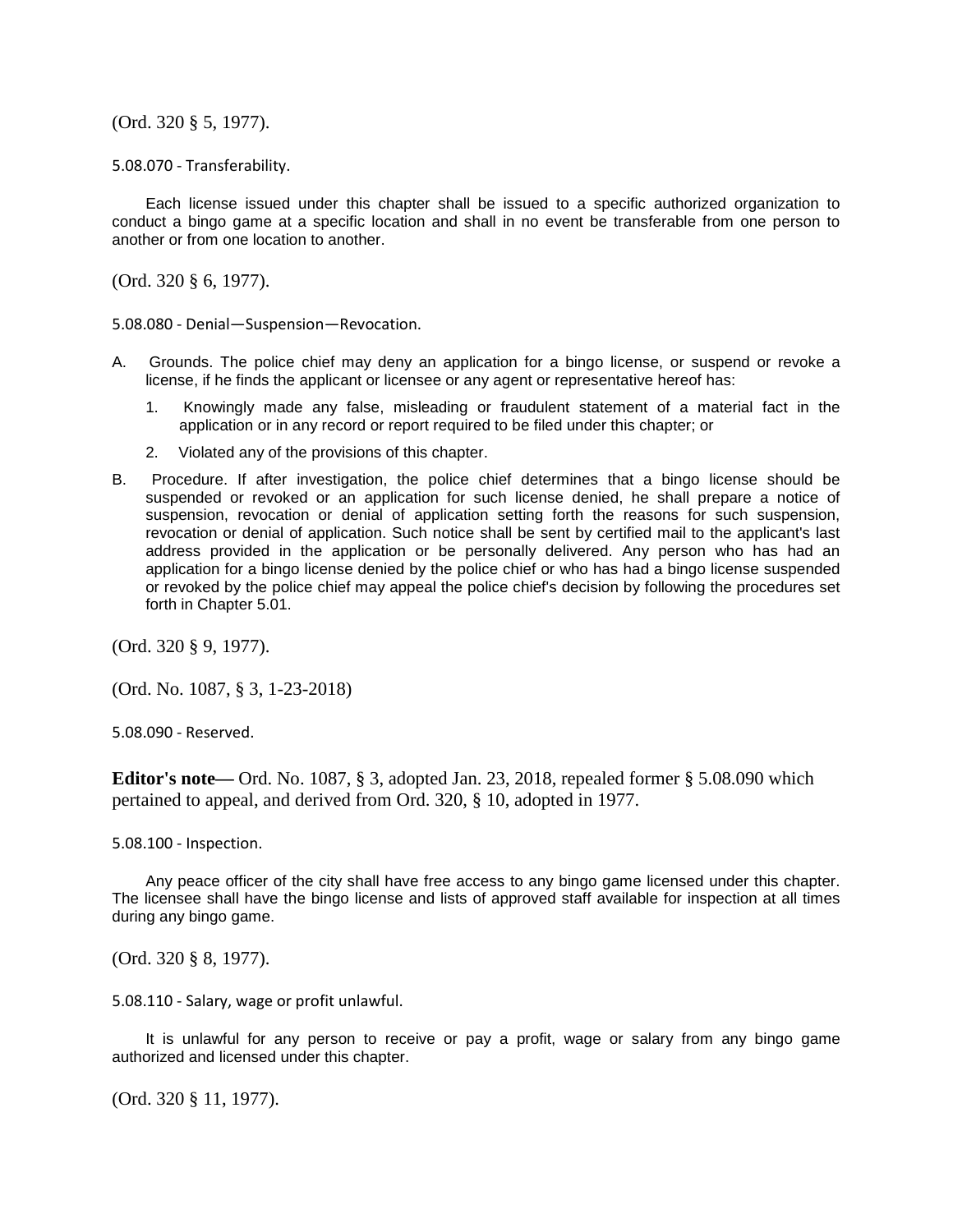(Ord. 320 § 5, 1977).

5.08.070 - Transferability.

Each license issued under this chapter shall be issued to a specific authorized organization to conduct a bingo game at a specific location and shall in no event be transferable from one person to another or from one location to another.

(Ord. 320 § 6, 1977).

5.08.080 - Denial—Suspension—Revocation.

A. Grounds. The police chief may deny an application for a bingo license, or suspend or revoke a license, if he finds the applicant or licensee or any agent or representative hereof has:

   1. Knowingly made any false, misleading or fraudulent statement of a material fact in the application or in any record or report required to be filed under this chapter; or

   2. Violated any of the provisions of this chapter.

B. Procedure. If after investigation, the police chief determines that a bingo license should be suspended or revoked or an application for such license denied, he shall prepare a notice of suspension, revocation or denial of application setting forth the reasons for such suspension, revocation or denial of application. Such notice shall be sent by certified mail to the applicant's last address provided in the application or be personally delivered. Any person who has had an application for a bingo license denied by the police chief or who has had a bingo license suspended or revoked by the police chief may appeal the police chief's decision by following the procedures set forth in Chapter 5.01.

(Ord. 320 § 9, 1977).

(Ord. No. 1087, § 3, 1-23-2018)

5.08.090 - Reserved.

**Editor's note—** Ord. No. 1087, § 3, adopted Jan. 23, 2018, repealed former § 5.08.090 which pertained to appeal, and derived from Ord. 320, § 10, adopted in 1977.

5.08.100 - Inspection.

Any peace officer of the city shall have free access to any bingo game licensed under this chapter. The licensee shall have the bingo license and lists of approved staff available for inspection at all times during any bingo game.

(Ord. 320 § 8, 1977).

5.08.110 - Salary, wage or profit unlawful.

It is unlawful for any person to receive or pay a profit, wage or salary from any bingo game authorized and licensed under this chapter.

(Ord. 320 § 11, 1977).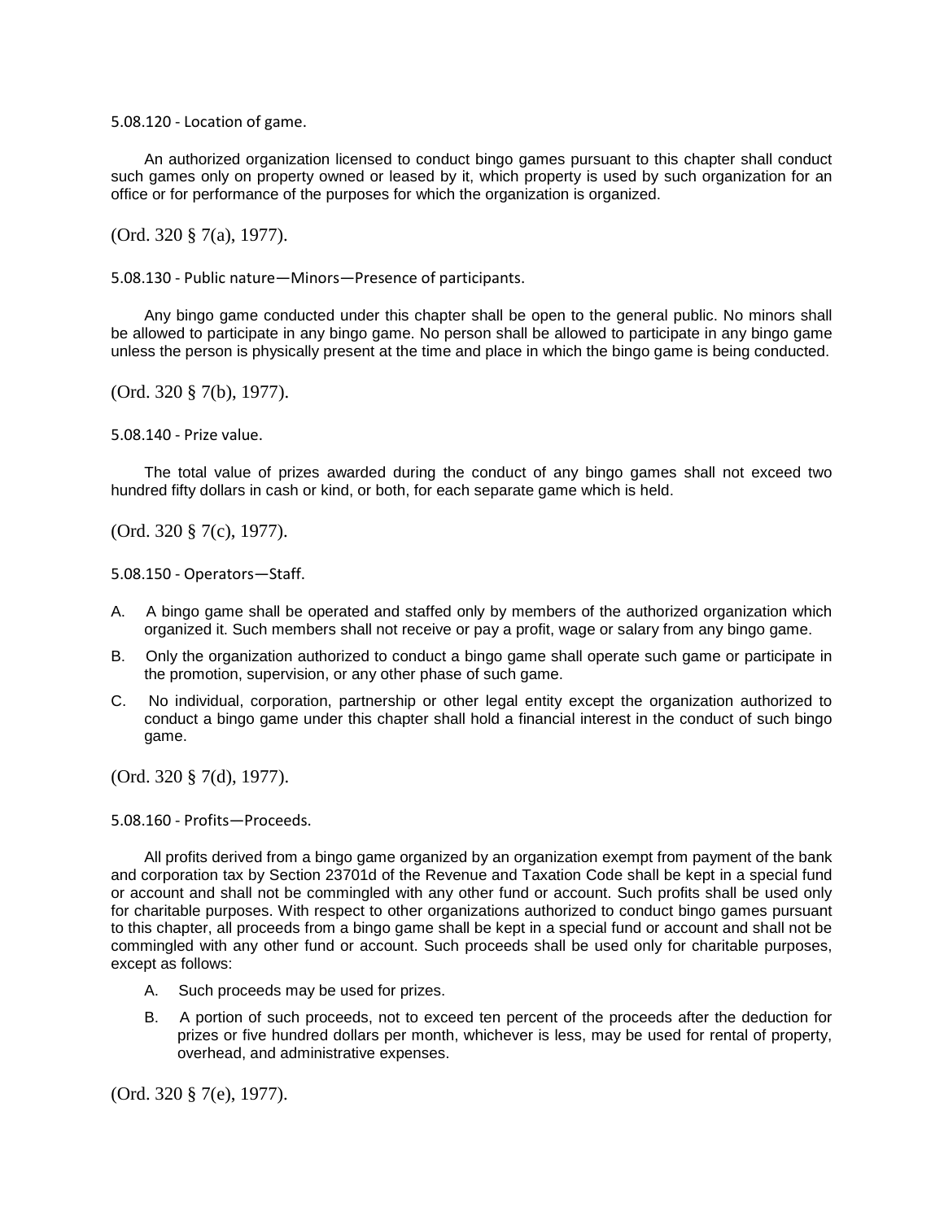5.08.120 - Location of game.

An authorized organization licensed to conduct bingo games pursuant to this chapter shall conduct such games only on property owned or leased by it, which property is used by such organization for an office or for performance of the purposes for which the organization is organized.

(Ord. 320 § 7(a), 1977).

5.08.130 - Public nature—Minors—Presence of participants.

Any bingo game conducted under this chapter shall be open to the general public. No minors shall be allowed to participate in any bingo game. No person shall be allowed to participate in any bingo game unless the person is physically present at the time and place in which the bingo game is being conducted.

(Ord. 320 § 7(b), 1977).

5.08.140 - Prize value.

The total value of prizes awarded during the conduct of any bingo games shall not exceed two hundred fifty dollars in cash or kind, or both, for each separate game which is held.

(Ord. 320 § 7(c), 1977).

5.08.150 - Operators—Staff.

A. A bingo game shall be operated and staffed only by members of the authorized organization which organized it. Such members shall not receive or pay a profit, wage or salary from any bingo game.

B. Only the organization authorized to conduct a bingo game shall operate such game or participate in the promotion, supervision, or any other phase of such game.

C. No individual, corporation, partnership or other legal entity except the organization authorized to conduct a bingo game under this chapter shall hold a financial interest in the conduct of such bingo game.

(Ord. 320 § 7(d), 1977).

5.08.160 - Profits—Proceeds.

All profits derived from a bingo game organized by an organization exempt from payment of the bank and corporation tax by Section 23701d of the Revenue and Taxation Code shall be kept in a special fund or account and shall not be commingled with any other fund or account. Such profits shall be used only for charitable purposes. With respect to other organizations authorized to conduct bingo games pursuant to this chapter, all proceeds from a bingo game shall be kept in a special fund or account and shall not be commingled with any other fund or account. Such proceeds shall be used only for charitable purposes, except as follows:

A. Such proceeds may be used for prizes.

B. A portion of such proceeds, not to exceed ten percent of the proceeds after the deduction for prizes or five hundred dollars per month, whichever is less, may be used for rental of property, overhead, and administrative expenses.

(Ord. 320 § 7(e), 1977).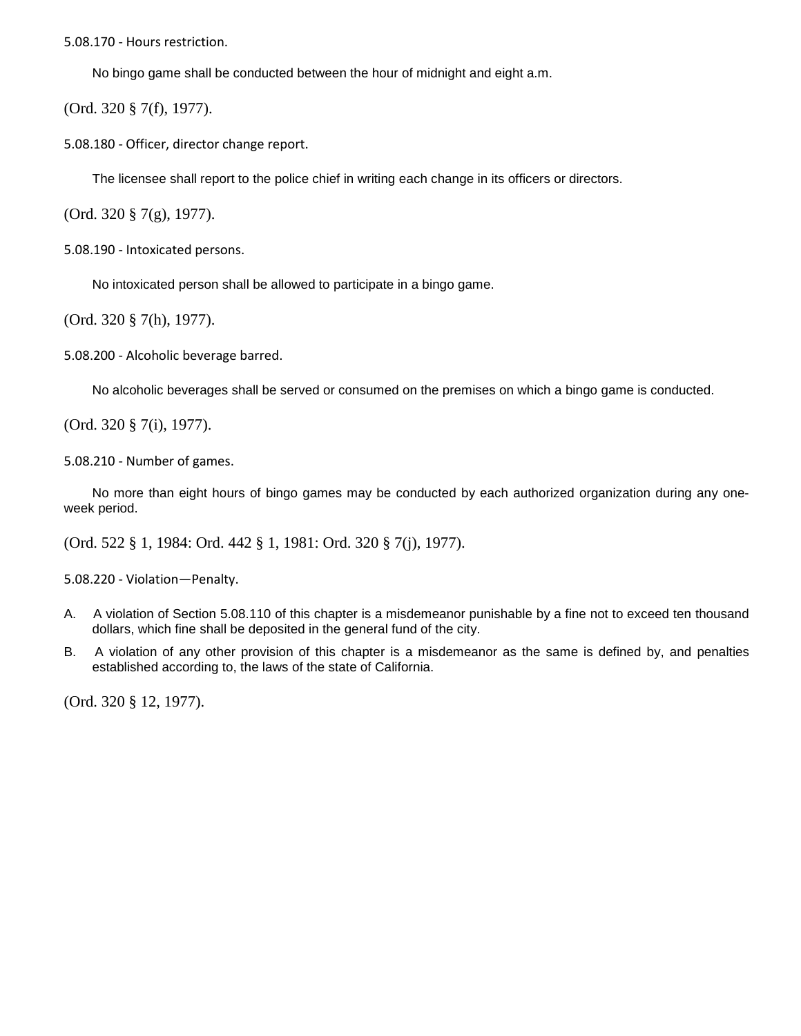5.08.170 - Hours restriction.

No bingo game shall be conducted between the hour of midnight and eight a.m.

(Ord. 320 § 7(f), 1977).

5.08.180 - Officer, director change report.

The licensee shall report to the police chief in writing each change in its officers or directors.

(Ord. 320 § 7(g), 1977).

5.08.190 - Intoxicated persons.

No intoxicated person shall be allowed to participate in a bingo game.

(Ord. 320 § 7(h), 1977).

5.08.200 - Alcoholic beverage barred.

No alcoholic beverages shall be served or consumed on the premises on which a bingo game is conducted.

(Ord. 320 § 7(i), 1977).

5.08.210 - Number of games.

No more than eight hours of bingo games may be conducted by each authorized organization during any one-week period.

(Ord. 522 § 1, 1984: Ord. 442 § 1, 1981: Ord. 320 § 7(j), 1977).

5.08.220 - Violation—Penalty.

A. A violation of Section 5.08.110 of this chapter is a misdemeanor punishable by a fine not to exceed ten thousand dollars, which fine shall be deposited in the general fund of the city.

B. A violation of any other provision of this chapter is a misdemeanor as the same is defined by, and penalties established according to, the laws of the state of California.

(Ord. 320 § 12, 1977).